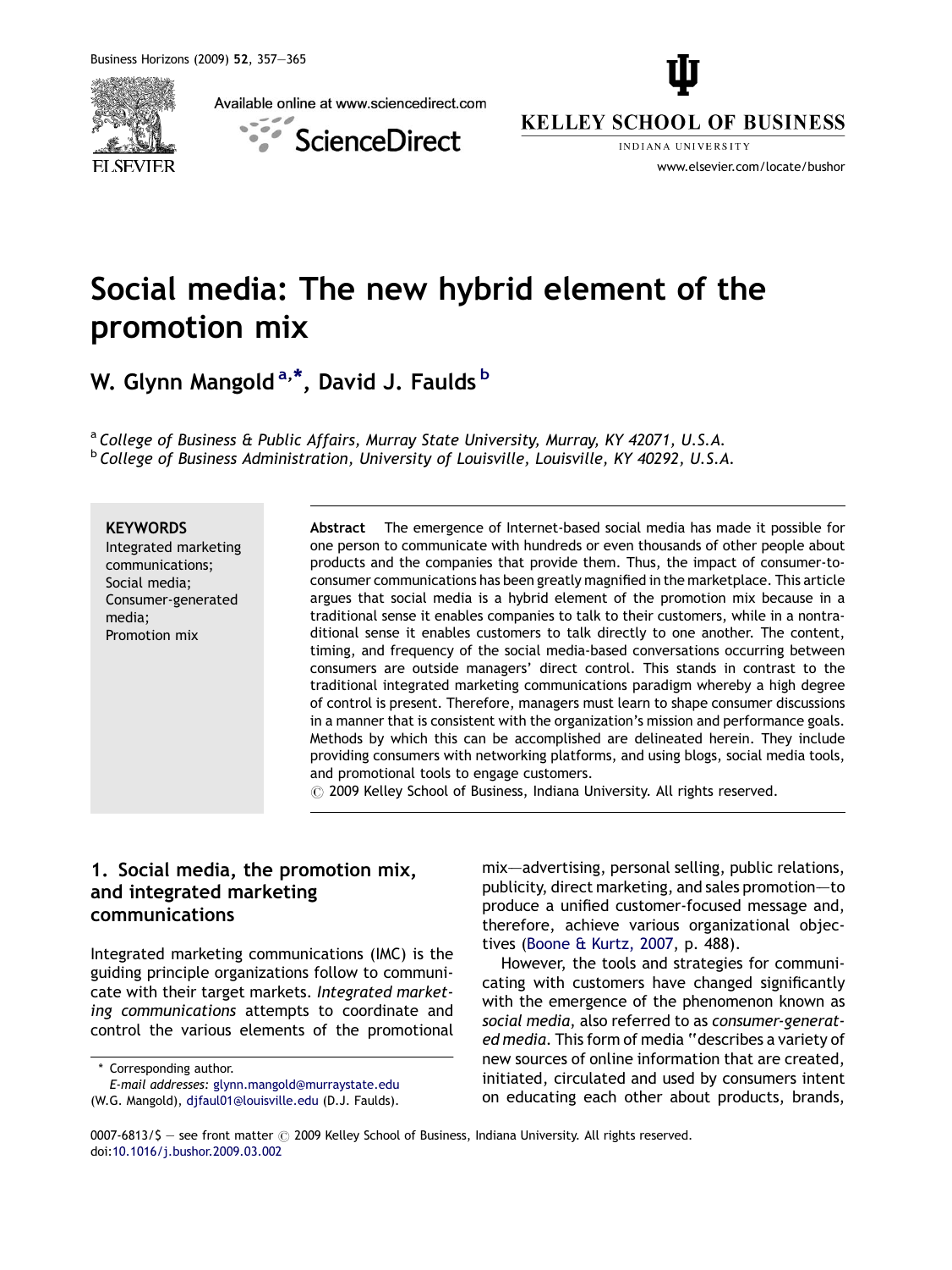# Social media: The new hybrid element of the promotion mix

**W. Glynn Mangold[a,*], David J. Faulds[b]**

[a] *College of Business & Public Affairs, Murray State University, Murray, KY 42071, U.S.A.*
[b] *College of Business Administration, University of Louisville, Louisville, KY 40292, U.S.A.*

**KEYWORDS**
Integrated marketing communications;
Social media;
Consumer-generated media;
Promotion mix

**Abstract** The emergence of Internet-based social media has made it possible for one person to communicate with hundreds or even thousands of other people about products and the companies that provide them. Thus, the impact of consumer-to-consumer communications has been greatly magnified in the marketplace. This article argues that social media is a hybrid element of the promotion mix because in a traditional sense it enables companies to talk to their customers, while in a nontraditional sense it enables customers to talk directly to one another. The content, timing, and frequency of the social media-based conversations occurring between consumers are outside managers' direct control. This stands in contrast to the traditional integrated marketing communications paradigm whereby a high degree of control is present. Therefore, managers must learn to shape consumer discussions in a manner that is consistent with the organization's mission and performance goals. Methods by which this can be accomplished are delineated herein. They include providing consumers with networking platforms, and using blogs, social media tools, and promotional tools to engage customers.
© 2009 Kelley School of Business, Indiana University. All rights reserved.

## 1. Social media, the promotion mix, and integrated marketing communications

Integrated marketing communications (IMC) is the guiding principle organizations follow to communicate with their target markets. *Integrated marketing communications* attempts to coordinate and control the various elements of the promotional mix—advertising, personal selling, public relations, publicity, direct marketing, and sales promotion—to produce a unified customer-focused message and, therefore, achieve various organizational objectives (Boone & Kurtz, 2007, p. 488).

However, the tools and strategies for communicating with customers have changed significantly with the emergence of the phenomenon known as *social media*, also referred to as *consumer-generated media*. This form of media "describes a variety of new sources of online information that are created, initiated, circulated and used by consumers intent on educating each other about products, brands,

* Corresponding author.
*E-mail addresses:* glynn.mangold@murraystate.edu (W.G. Mangold), djfaul01@louisville.edu (D.J. Faulds).

0007-6813/$ — see front matter © 2009 Kelley School of Business, Indiana University. All rights reserved.
doi:10.1016/j.bushor.2009.03.002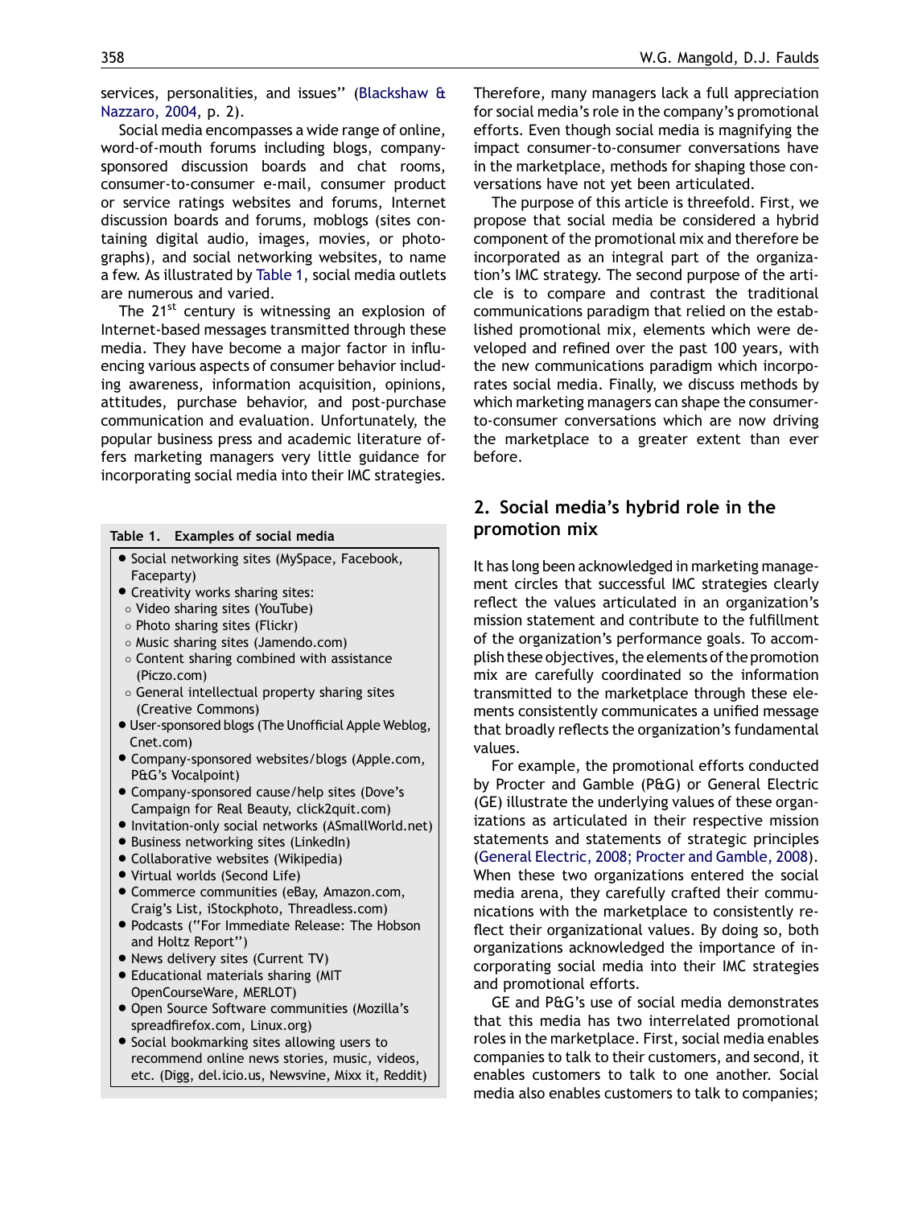services, personalities, and issues" (Blackshaw & Nazzaro, 2004, p. 2).

Social media encompasses a wide range of online, word-of-mouth forums including blogs, company-sponsored discussion boards and chat rooms, consumer-to-consumer e-mail, consumer product or service ratings websites and forums, Internet discussion boards and forums, moblogs (sites containing digital audio, images, movies, or photographs), and social networking websites, to name a few. As illustrated by Table 1, social media outlets are numerous and varied.

The 21st century is witnessing an explosion of Internet-based messages transmitted through these media. They have become a major factor in influencing various aspects of consumer behavior including awareness, information acquisition, opinions, attitudes, purchase behavior, and post-purchase communication and evaluation. Unfortunately, the popular business press and academic literature offers marketing managers very little guidance for incorporating social media into their IMC strategies.

**Table 1. Examples of social media**

- Social networking sites (MySpace, Facebook, Faceparty)
- Creativity works sharing sites:
  - Video sharing sites (YouTube)
  - Photo sharing sites (Flickr)
  - Music sharing sites (Jamendo.com)
  - Content sharing combined with assistance (Piczo.com)
  - General intellectual property sharing sites (Creative Commons)
- User-sponsored blogs (The Unofficial Apple Weblog, Cnet.com)
- Company-sponsored websites/blogs (Apple.com, P&G's Vocalpoint)
- Company-sponsored cause/help sites (Dove's Campaign for Real Beauty, click2quit.com)
- Invitation-only social networks (ASmallWorld.net)
- Business networking sites (LinkedIn)
- Collaborative websites (Wikipedia)
- Virtual worlds (Second Life)
- Commerce communities (eBay, Amazon.com, Craig's List, iStockphoto, Threadless.com)
- Podcasts ("For Immediate Release: The Hobson and Holtz Report")
- News delivery sites (Current TV)
- Educational materials sharing (MIT OpenCourseWare, MERLOT)
- Open Source Software communities (Mozilla's spreadfirefox.com, Linux.org)
- Social bookmarking sites allowing users to recommend online news stories, music, videos, etc. (Digg, del.icio.us, Newsvine, Mixx it, Reddit)

Therefore, many managers lack a full appreciation for social media's role in the company's promotional efforts. Even though social media is magnifying the impact consumer-to-consumer conversations have in the marketplace, methods for shaping those conversations have not yet been articulated.

The purpose of this article is threefold. First, we propose that social media be considered a hybrid component of the promotional mix and therefore be incorporated as an integral part of the organization's IMC strategy. The second purpose of the article is to compare and contrast the traditional communications paradigm that relied on the established promotional mix, elements which were developed and refined over the past 100 years, with the new communications paradigm which incorporates social media. Finally, we discuss methods by which marketing managers can shape the consumer-to-consumer conversations which are now driving the marketplace to a greater extent than ever before.

## 2. Social media's hybrid role in the promotion mix

It has long been acknowledged in marketing management circles that successful IMC strategies clearly reflect the values articulated in an organization's mission statement and contribute to the fulfillment of the organization's performance goals. To accomplish these objectives, the elements of the promotion mix are carefully coordinated so the information transmitted to the marketplace through these elements consistently communicates a unified message that broadly reflects the organization's fundamental values.

For example, the promotional efforts conducted by Procter and Gamble (P&G) or General Electric (GE) illustrate the underlying values of these organizations as articulated in their respective mission statements and statements of strategic principles (General Electric, 2008; Procter and Gamble, 2008). When these two organizations entered the social media arena, they carefully crafted their communications with the marketplace to consistently reflect their organizational values. By doing so, both organizations acknowledged the importance of incorporating social media into their IMC strategies and promotional efforts.

GE and P&G's use of social media demonstrates that this media has two interrelated promotional roles in the marketplace. First, social media enables companies to talk to their customers, and second, it enables customers to talk to one another. Social media also enables customers to talk to companies;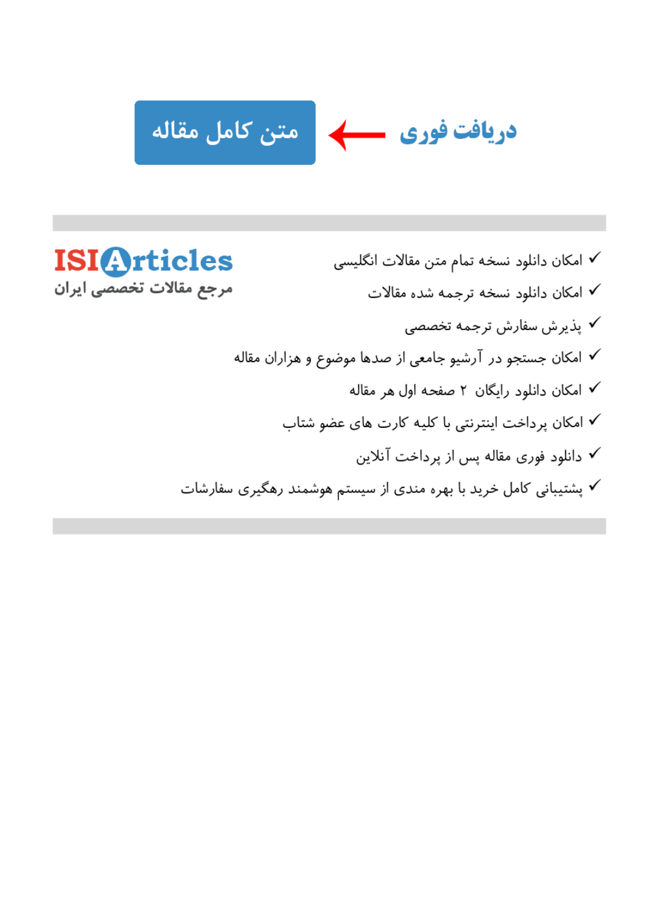دریافت فوری ← متن کامل مقاله

**ISIArticles**
مرجع مقالات تخصصی ایران

- ✓ امکان دانلود نسخه تمام متن مقالات انگلیسی
- ✓ امکان دانلود نسخه ترجمه شده مقالات
- ✓ پذیرش سفارش ترجمه تخصصی
- ✓ امکان جستجو در آرشیو جامعی از صدها موضوع و هزاران مقاله
- ✓ امکان دانلود رایگان ۲ صفحه اول هر مقاله
- ✓ امکان پرداخت اینترنتی با کلیه کارت های عضو شتاب
- ✓ دانلود فوری مقاله پس از پرداخت آنلاین
- ✓ پشتیبانی کامل خرید با بهره مندی از سیستم هوشمند رهگیری سفارشات